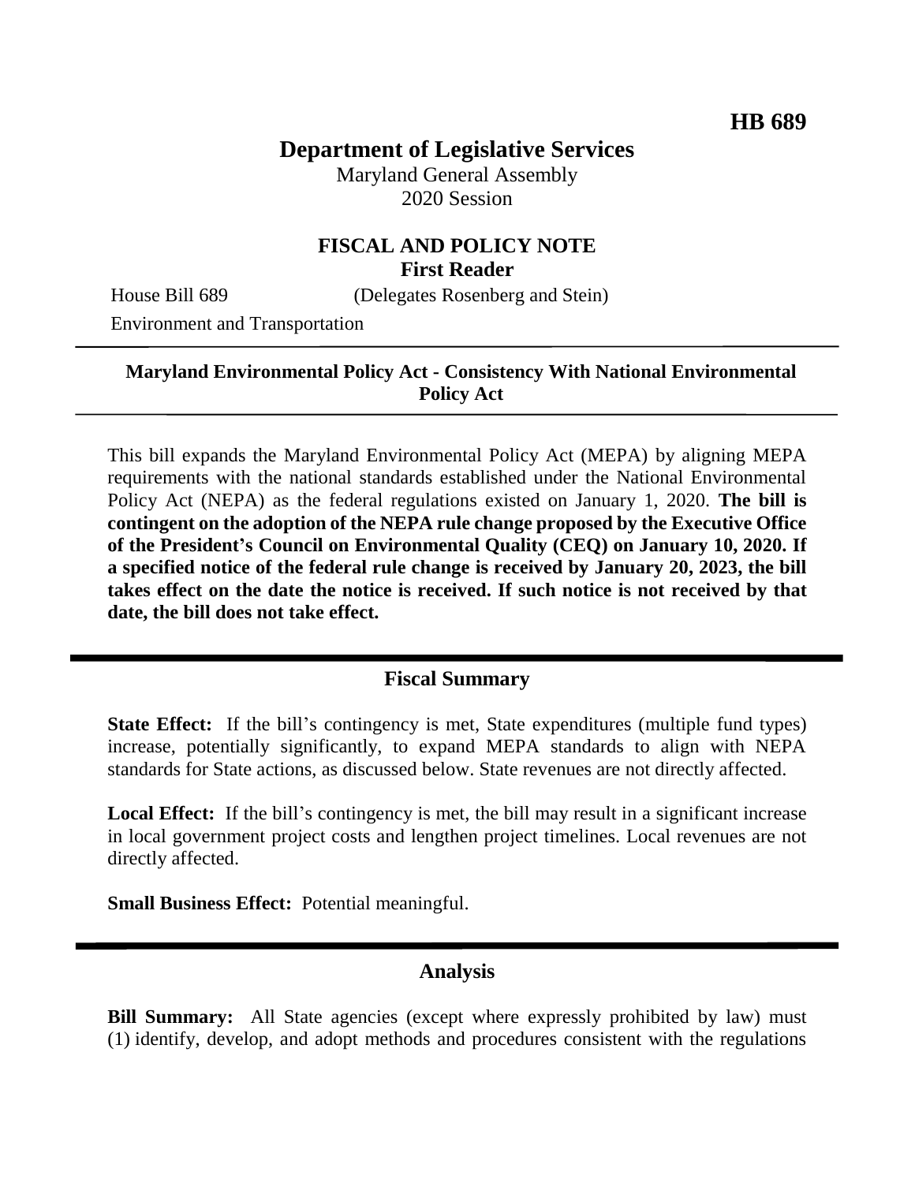**HB 689**

# Department of Legislative Services

Maryland General Assembly
2020 Session

## FISCAL AND POLICY NOTE
**First Reader**

House Bill 689 (Delegates Rosenberg and Stein)

Environment and Transportation

---

**Maryland Environmental Policy Act - Consistency With National Environmental Policy Act**

---

This bill expands the Maryland Environmental Policy Act (MEPA) by aligning MEPA requirements with the national standards established under the National Environmental Policy Act (NEPA) as the federal regulations existed on January 1, 2020. **The bill is contingent on the adoption of the NEPA rule change proposed by the Executive Office of the President's Council on Environmental Quality (CEQ) on January 10, 2020. If a specified notice of the federal rule change is received by January 20, 2023, the bill takes effect on the date the notice is received. If such notice is not received by that date, the bill does not take effect.**

---

## Fiscal Summary

**State Effect:** If the bill's contingency is met, State expenditures (multiple fund types) increase, potentially significantly, to expand MEPA standards to align with NEPA standards for State actions, as discussed below. State revenues are not directly affected.

**Local Effect:** If the bill's contingency is met, the bill may result in a significant increase in local government project costs and lengthen project timelines. Local revenues are not directly affected.

**Small Business Effect:** Potential meaningful.

---

## Analysis

**Bill Summary:** All State agencies (except where expressly prohibited by law) must (1) identify, develop, and adopt methods and procedures consistent with the regulations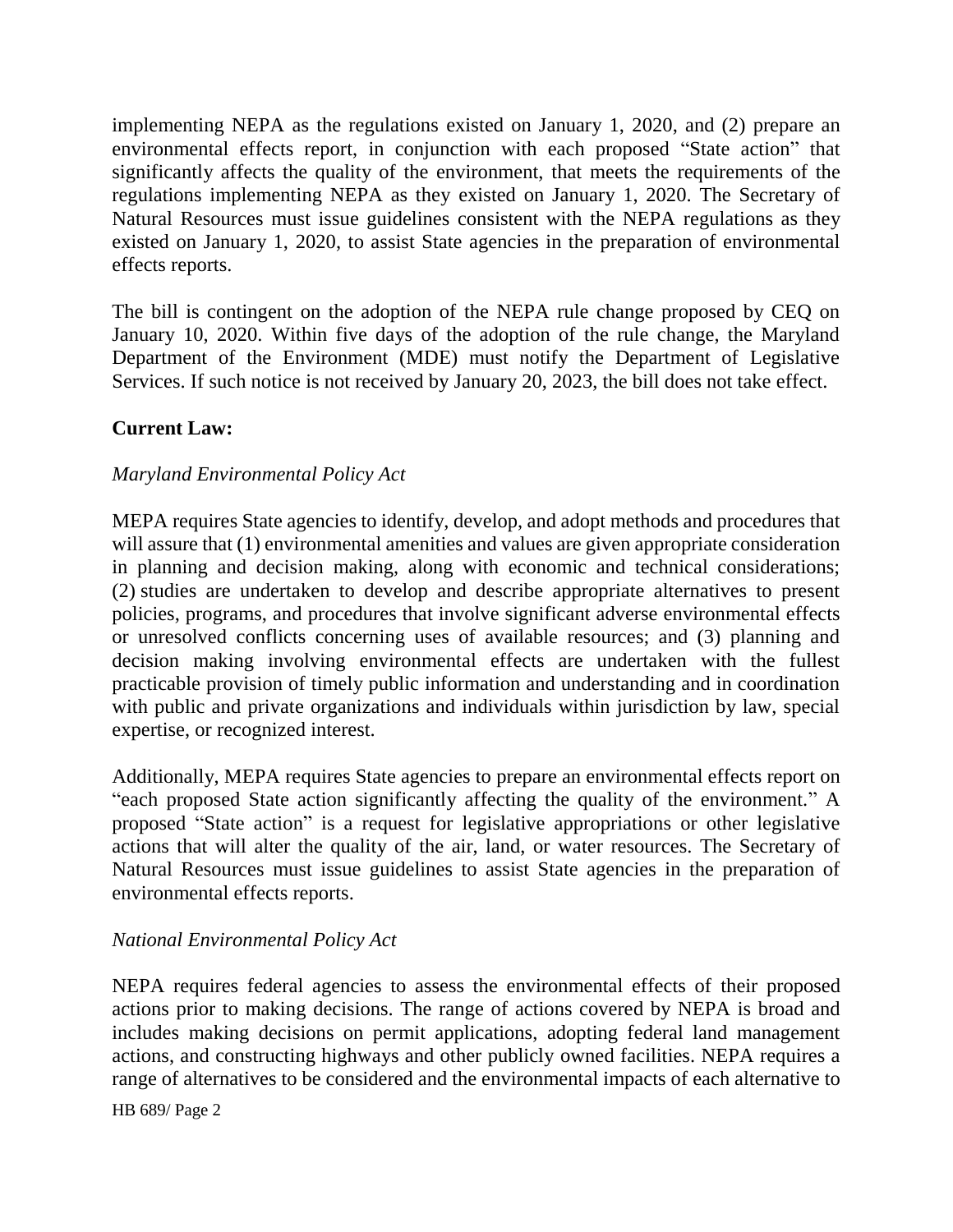implementing NEPA as the regulations existed on January 1, 2020, and (2) prepare an environmental effects report, in conjunction with each proposed "State action" that significantly affects the quality of the environment, that meets the requirements of the regulations implementing NEPA as they existed on January 1, 2020. The Secretary of Natural Resources must issue guidelines consistent with the NEPA regulations as they existed on January 1, 2020, to assist State agencies in the preparation of environmental effects reports.

The bill is contingent on the adoption of the NEPA rule change proposed by CEQ on January 10, 2020. Within five days of the adoption of the rule change, the Maryland Department of the Environment (MDE) must notify the Department of Legislative Services. If such notice is not received by January 20, 2023, the bill does not take effect.

**Current Law:**

*Maryland Environmental Policy Act*

MEPA requires State agencies to identify, develop, and adopt methods and procedures that will assure that (1) environmental amenities and values are given appropriate consideration in planning and decision making, along with economic and technical considerations; (2) studies are undertaken to develop and describe appropriate alternatives to present policies, programs, and procedures that involve significant adverse environmental effects or unresolved conflicts concerning uses of available resources; and (3) planning and decision making involving environmental effects are undertaken with the fullest practicable provision of timely public information and understanding and in coordination with public and private organizations and individuals within jurisdiction by law, special expertise, or recognized interest.

Additionally, MEPA requires State agencies to prepare an environmental effects report on "each proposed State action significantly affecting the quality of the environment." A proposed "State action" is a request for legislative appropriations or other legislative actions that will alter the quality of the air, land, or water resources. The Secretary of Natural Resources must issue guidelines to assist State agencies in the preparation of environmental effects reports.

*National Environmental Policy Act*

NEPA requires federal agencies to assess the environmental effects of their proposed actions prior to making decisions. The range of actions covered by NEPA is broad and includes making decisions on permit applications, adopting federal land management actions, and constructing highways and other publicly owned facilities. NEPA requires a range of alternatives to be considered and the environmental impacts of each alternative to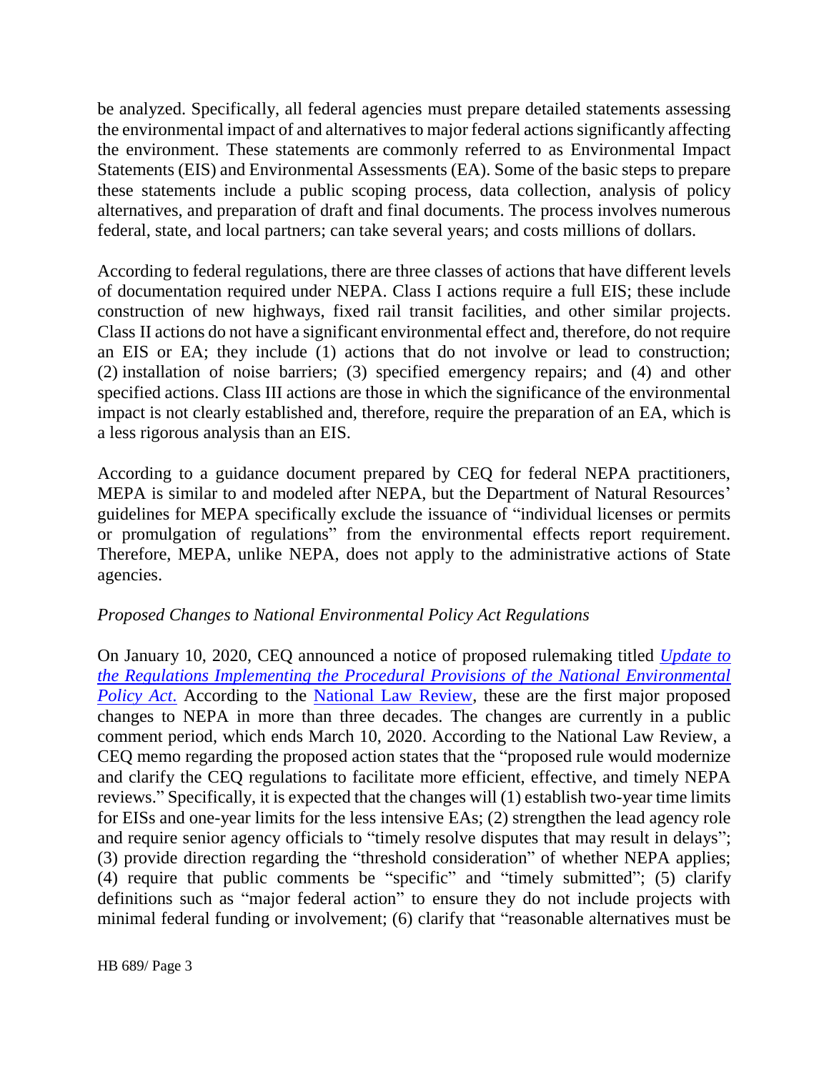be analyzed. Specifically, all federal agencies must prepare detailed statements assessing the environmental impact of and alternatives to major federal actions significantly affecting the environment. These statements are commonly referred to as Environmental Impact Statements (EIS) and Environmental Assessments (EA). Some of the basic steps to prepare these statements include a public scoping process, data collection, analysis of policy alternatives, and preparation of draft and final documents. The process involves numerous federal, state, and local partners; can take several years; and costs millions of dollars.

According to federal regulations, there are three classes of actions that have different levels of documentation required under NEPA. Class I actions require a full EIS; these include construction of new highways, fixed rail transit facilities, and other similar projects. Class II actions do not have a significant environmental effect and, therefore, do not require an EIS or EA; they include (1) actions that do not involve or lead to construction; (2) installation of noise barriers; (3) specified emergency repairs; and (4) and other specified actions. Class III actions are those in which the significance of the environmental impact is not clearly established and, therefore, require the preparation of an EA, which is a less rigorous analysis than an EIS.

According to a guidance document prepared by CEQ for federal NEPA practitioners, MEPA is similar to and modeled after NEPA, but the Department of Natural Resources' guidelines for MEPA specifically exclude the issuance of "individual licenses or permits or promulgation of regulations" from the environmental effects report requirement. Therefore, MEPA, unlike NEPA, does not apply to the administrative actions of State agencies.

*Proposed Changes to National Environmental Policy Act Regulations*

On January 10, 2020, CEQ announced a notice of proposed rulemaking titled *Update to the Regulations Implementing the Procedural Provisions of the National Environmental Policy Act*. According to the National Law Review, these are the first major proposed changes to NEPA in more than three decades. The changes are currently in a public comment period, which ends March 10, 2020. According to the National Law Review, a CEQ memo regarding the proposed action states that the "proposed rule would modernize and clarify the CEQ regulations to facilitate more efficient, effective, and timely NEPA reviews." Specifically, it is expected that the changes will (1) establish two-year time limits for EISs and one-year limits for the less intensive EAs; (2) strengthen the lead agency role and require senior agency officials to "timely resolve disputes that may result in delays"; (3) provide direction regarding the "threshold consideration" of whether NEPA applies; (4) require that public comments be "specific" and "timely submitted"; (5) clarify definitions such as "major federal action" to ensure they do not include projects with minimal federal funding or involvement; (6) clarify that "reasonable alternatives must be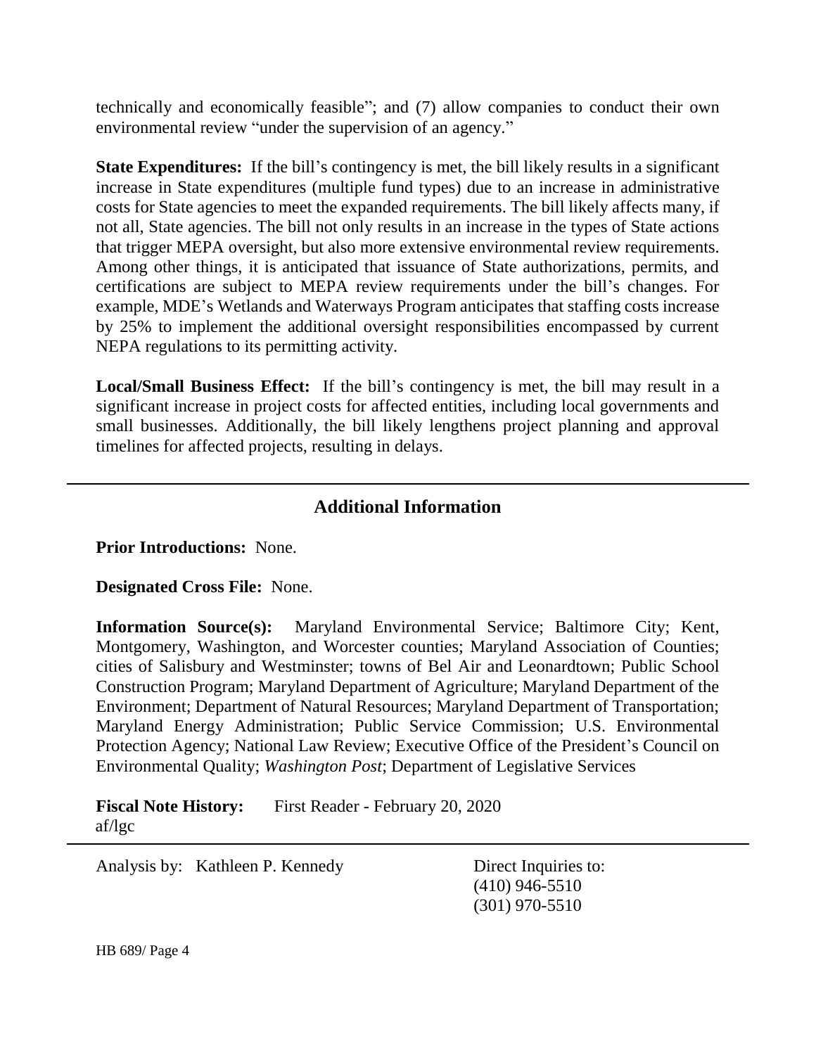technically and economically feasible"; and (7) allow companies to conduct their own environmental review "under the supervision of an agency."

**State Expenditures:** If the bill's contingency is met, the bill likely results in a significant increase in State expenditures (multiple fund types) due to an increase in administrative costs for State agencies to meet the expanded requirements. The bill likely affects many, if not all, State agencies. The bill not only results in an increase in the types of State actions that trigger MEPA oversight, but also more extensive environmental review requirements. Among other things, it is anticipated that issuance of State authorizations, permits, and certifications are subject to MEPA review requirements under the bill's changes. For example, MDE's Wetlands and Waterways Program anticipates that staffing costs increase by 25% to implement the additional oversight responsibilities encompassed by current NEPA regulations to its permitting activity.

**Local/Small Business Effect:** If the bill's contingency is met, the bill may result in a significant increase in project costs for affected entities, including local governments and small businesses. Additionally, the bill likely lengthens project planning and approval timelines for affected projects, resulting in delays.

## Additional Information

**Prior Introductions:** None.

**Designated Cross File:** None.

**Information Source(s):** Maryland Environmental Service; Baltimore City; Kent, Montgomery, Washington, and Worcester counties; Maryland Association of Counties; cities of Salisbury and Westminster; towns of Bel Air and Leonardtown; Public School Construction Program; Maryland Department of Agriculture; Maryland Department of the Environment; Department of Natural Resources; Maryland Department of Transportation; Maryland Energy Administration; Public Service Commission; U.S. Environmental Protection Agency; National Law Review; Executive Office of the President's Council on Environmental Quality; *Washington Post*; Department of Legislative Services

**Fiscal Note History:** First Reader - February 20, 2020
af/lgc

Analysis by: Kathleen P. Kennedy

Direct Inquiries to:
(410) 946-5510
(301) 970-5510